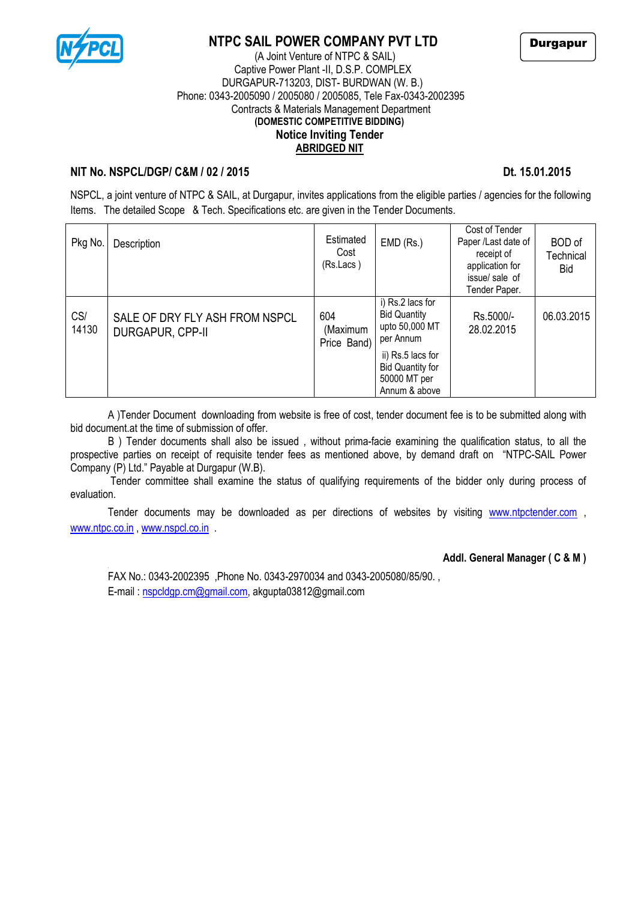# NTPC SAIL POWER COMPANY PVT LTD

**Durgapur**

(A Joint Venture of NTPC & SAIL)
Captive Power Plant -II, D.S.P. COMPLEX
DURGAPUR-713203, DIST- BURDWAN (W. B.)
Phone: 0343-2005090 / 2005080 / 2005085, Tele Fax-0343-2002395
Contracts & Materials Management Department
**(DOMESTIC COMPETITIVE BIDDING)**
**Notice Inviting Tender**
**ABRIDGED NIT**

**NIT No. NSPCL/DGP/ C&M / 02 / 2015** **Dt. 15.01.2015**

NSPCL, a joint venture of NTPC & SAIL, at Durgapur, invites applications from the eligible parties / agencies for the following Items. The detailed Scope & Tech. Specifications etc. are given in the Tender Documents.

| Pkg No. | Description | Estimated Cost (Rs.Lacs ) | EMD (Rs.) | Cost of Tender Paper /Last date of receipt of application for issue/ sale of Tender Paper. | BOD of Technical Bid |
|---|---|---|---|---|---|
| CS/ 14130 | SALE OF DRY FLY ASH FROM NSPCL DURGAPUR, CPP-II | 604 (Maximum Price Band) | i) Rs.2 lacs for Bid Quantity upto 50,000 MT per Annum<br>ii) Rs.5 lacs for Bid Quantity for 50000 MT per Annum & above | Rs.5000/- 28.02.2015 | 06.03.2015 |

A )Tender Document downloading from website is free of cost, tender document fee is to be submitted along with bid document.at the time of submission of offer.

B ) Tender documents shall also be issued , without prima-facie examining the qualification status, to all the prospective parties on receipt of requisite tender fees as mentioned above, by demand draft on "NTPC-SAIL Power Company (P) Ltd." Payable at Durgapur (W.B).

Tender committee shall examine the status of qualifying requirements of the bidder only during process of evaluation.

Tender documents may be downloaded as per directions of websites by visiting www.ntpctender.com , www.ntpc.co.in , www.nspcl.co.in .

**Addl. General Manager ( C & M )**

FAX No.: 0343-2002395 ,Phone No. 0343-2970034 and 0343-2005080/85/90. ,
E-mail : nspcldgp.cm@gmail.com, akgupta03812@gmail.com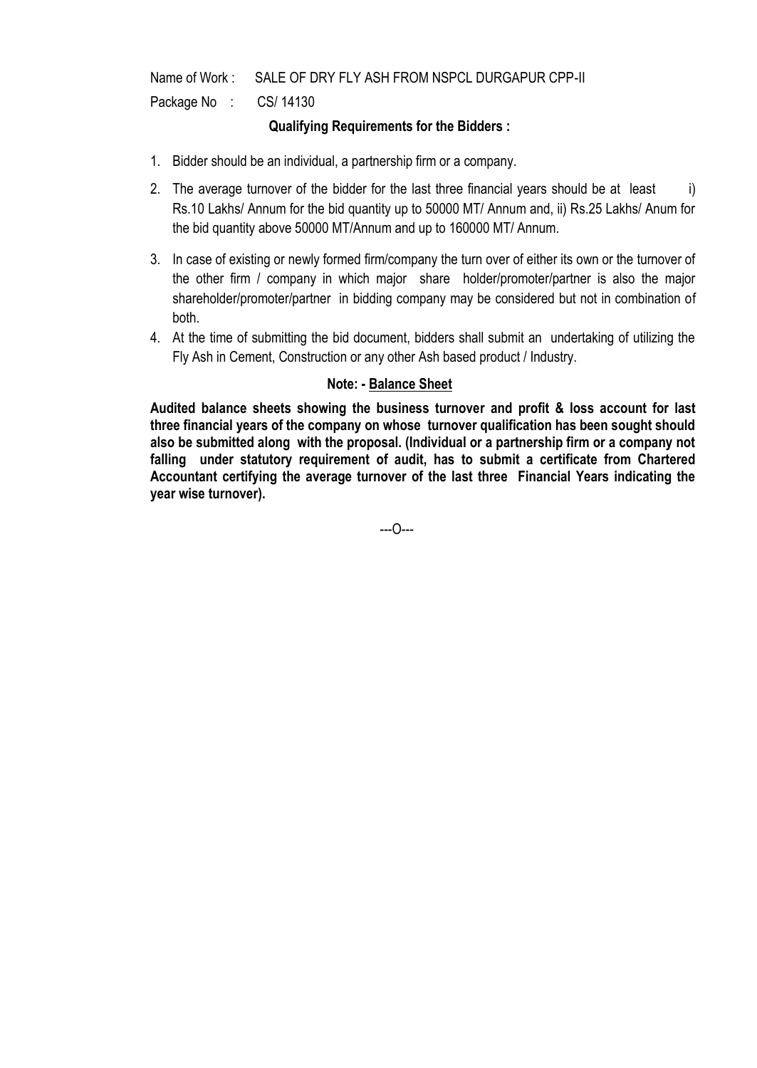Name of Work : SALE OF DRY FLY ASH FROM NSPCL DURGAPUR CPP-II

Package No : CS/ 14130

**Qualifying Requirements for the Bidders :**

1. Bidder should be an individual, a partnership firm or a company.
2. The average turnover of the bidder for the last three financial years should be at least i) Rs.10 Lakhs/ Annum for the bid quantity up to 50000 MT/ Annum and, ii) Rs.25 Lakhs/ Anum for the bid quantity above 50000 MT/Annum and up to 160000 MT/ Annum.
3. In case of existing or newly formed firm/company the turn over of either its own or the turnover of the other firm / company in which major share holder/promoter/partner is also the major shareholder/promoter/partner in bidding company may be considered but not in combination of both.
4. At the time of submitting the bid document, bidders shall submit an undertaking of utilizing the Fly Ash in Cement, Construction or any other Ash based product / Industry.

**Note: - <u>Balance Sheet</u>**

**Audited balance sheets showing the business turnover and profit & loss account for last three financial years of the company on whose turnover qualification has been sought should also be submitted along with the proposal. (Individual or a partnership firm or a company not falling under statutory requirement of audit, has to submit a certificate from Chartered Accountant certifying the average turnover of the last three Financial Years indicating the year wise turnover).**

---O---